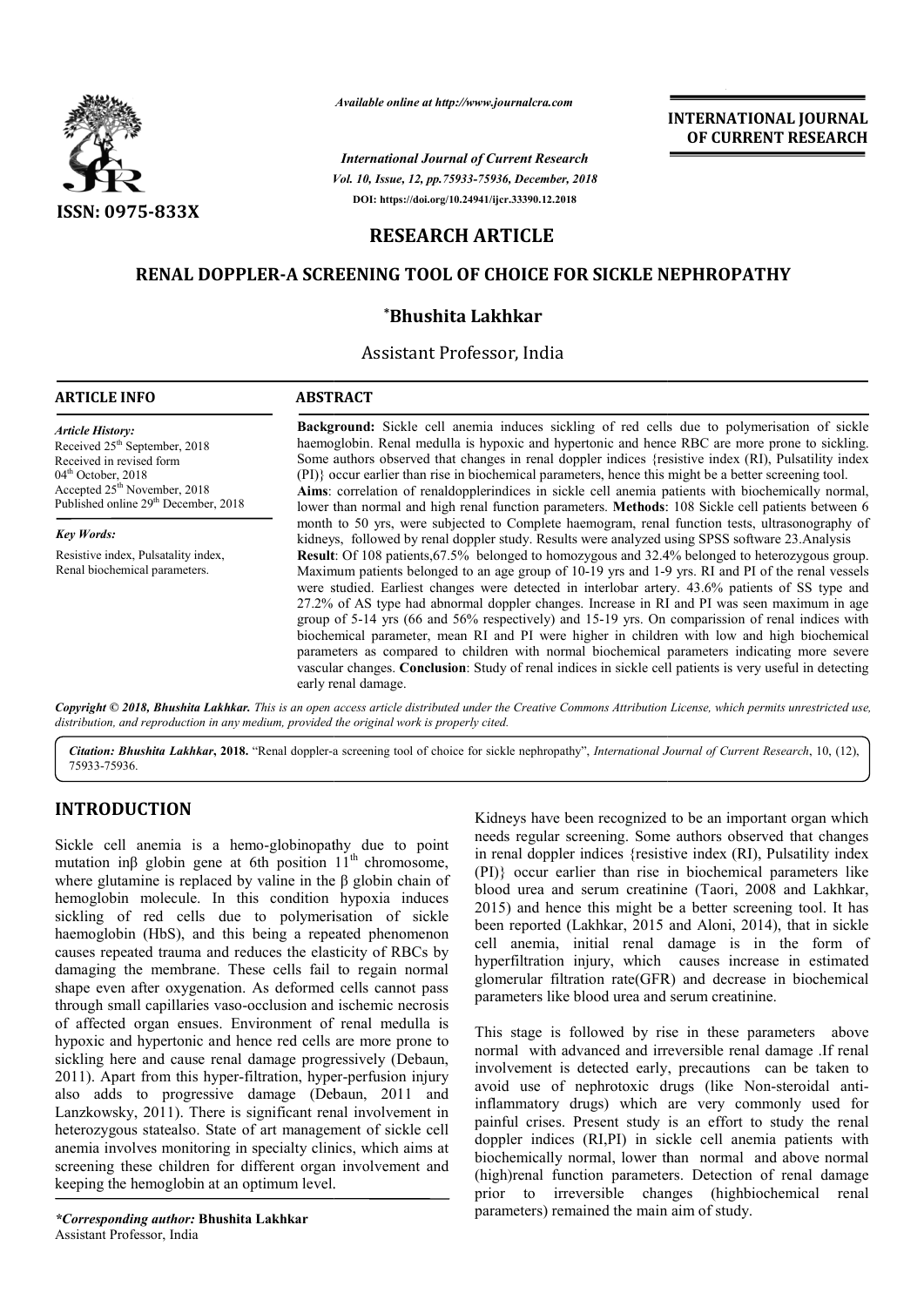*Available online at http://www.journalcra.com*

ISSN: 0975-833X

*International Journal of Current Research*
*Vol. 10, Issue, 12, pp.75933-75936, December, 2018*

DOI: https://doi.org/10.24941/ijcr.33390.12.2018

**INTERNATIONAL JOURNAL OF CURRENT RESEARCH**

## RESEARCH ARTICLE

# RENAL DOPPLER-A SCREENING TOOL OF CHOICE FOR SICKLE NEPHROPATHY

**\*Bhushita Lakhkar**

Assistant Professor, India

### ARTICLE INFO

*Article History:*
Received 25th September, 2018
Received in revised form
04th October, 2018
Accepted 25th November, 2018
Published online 29th December, 2018

*Key Words:*
Resistive index, Pulsatality index, Renal biochemical parameters.

### ABSTRACT

**Background:** Sickle cell anemia induces sickling of red cells due to polymerisation of sickle haemoglobin. Renal medulla is hypoxic and hypertonic and hence RBC are more prone to sickling. Some authors observed that changes in renal doppler indices {resistive index (RI), Pulsatility index (PI)} occur earlier than rise in biochemical parameters, hence this might be a better screening tool. **Aims**: correlation of renaldopplerindices in sickle cell anemia patients with biochemically normal, lower than normal and high renal function parameters. **Methods**: 108 Sickle cell patients between 6 month to 50 yrs, were subjected to Complete haemogram, renal function tests, ultrasonography of kidneys, followed by renal doppler study. Results were analyzed using SPSS software 23.Analysis **Result**: Of 108 patients,67.5% belonged to homozygous and 32.4% belonged to heterozygous group. Maximum patients belonged to an age group of 10-19 yrs and 1-9 yrs. RI and PI of the renal vessels were studied. Earliest changes were detected in interlobar artery. 43.6% patients of SS type and 27.2% of AS type had abnormal doppler changes. Increase in RI and PI was seen maximum in age group of 5-14 yrs (66 and 56% respectively) and 15-19 yrs. On comparission of renal indices with biochemical parameter, mean RI and PI were higher in children with low and high biochemical parameters as compared to children with normal biochemical parameters indicating more severe vascular changes. **Conclusion**: Study of renal indices in sickle cell patients is very useful in detecting early renal damage.

*Copyright © 2018, Bhushita Lakhkar. This is an open access article distributed under the Creative Commons Attribution License, which permits unrestricted use, distribution, and reproduction in any medium, provided the original work is properly cited.*

***Citation: Bhushita Lakhkar*, 2018.** "Renal doppler-a screening tool of choice for sickle nephropathy", *International Journal of Current Research*, 10, (12), 75933-75936.

## INTRODUCTION

Sickle cell anemia is a hemo-globinopathy due to point mutation inβ globin gene at 6th position 11th chromosome, where glutamine is replaced by valine in the β globin chain of hemoglobin molecule. In this condition hypoxia induces sickling of red cells due to polymerisation of sickle haemoglobin (HbS), and this being a repeated phenomenon causes repeated trauma and reduces the elasticity of RBCs by damaging the membrane. These cells fail to regain normal shape even after oxygenation. As deformed cells cannot pass through small capillaries vaso-occlusion and ischemic necrosis of affected organ ensues. Environment of renal medulla is hypoxic and hypertonic and hence red cells are more prone to sickling here and cause renal damage progressively (Debaun, 2011). Apart from this hyper-filtration, hyper-perfusion injury also adds to progressive damage (Debaun, 2011 and Lanzkowsky, 2011). There is significant renal involvement in heterozygous statealso. State of art management of sickle cell anemia involves monitoring in specialty clinics, which aims at screening these children for different organ involvement and keeping the hemoglobin at an optimum level.

Kidneys have been recognized to be an important organ which needs regular screening. Some authors observed that changes in renal doppler indices {resistive index (RI), Pulsatility index (PI)} occur earlier than rise in biochemical parameters like blood urea and serum creatinine (Taori, 2008 and Lakhkar, 2015) and hence this might be a better screening tool. It has been reported (Lakhkar, 2015 and Aloni, 2014), that in sickle cell anemia, initial renal damage is in the form of hyperfiltration injury, which causes increase in estimated glomerular filtration rate(GFR) and decrease in biochemical parameters like blood urea and serum creatinine.

This stage is followed by rise in these parameters above normal with advanced and irreversible renal damage .If renal involvement is detected early, precautions can be taken to avoid use of nephrotoxic drugs (like Non-steroidal anti-inflammatory drugs) which are very commonly used for painful crises. Present study is an effort to study the renal doppler indices (RI,PI) in sickle cell anemia patients with biochemically normal, lower than normal and above normal (high)renal function parameters. Detection of renal damage prior to irreversible changes (highbiochemical renal parameters) remained the main aim of study.

*\*Corresponding author:* **Bhushita Lakhkar**
Assistant Professor, India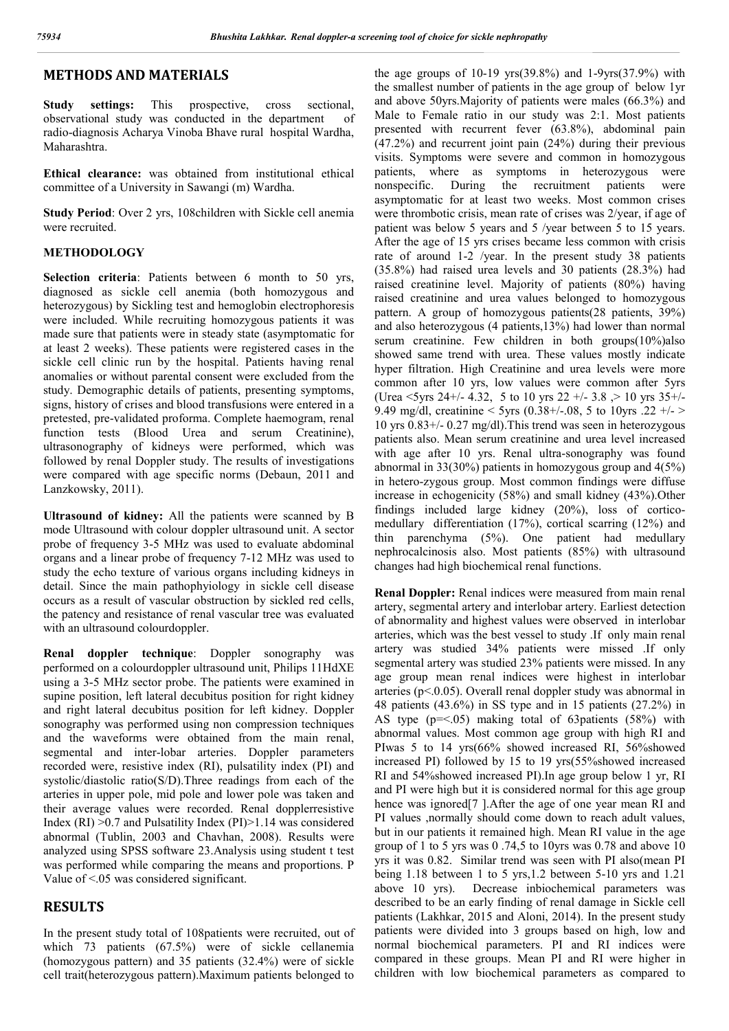## METHODS AND MATERIALS

**Study settings:** This prospective, cross sectional, observational study was conducted in the department of radio-diagnosis Acharya Vinoba Bhave rural hospital Wardha, Maharashtra.

**Ethical clearance:** was obtained from institutional ethical committee of a University in Sawangi (m) Wardha.

**Study Period**: Over 2 yrs, 108children with Sickle cell anemia were recruited.

### METHODOLOGY

**Selection criteria**: Patients between 6 month to 50 yrs, diagnosed as sickle cell anemia (both homozygous and heterozygous) by Sickling test and hemoglobin electrophoresis were included. While recruiting homozygous patients it was made sure that patients were in steady state (asymptomatic for at least 2 weeks). These patients were registered cases in the sickle cell clinic run by the hospital. Patients having renal anomalies or without parental consent were excluded from the study. Demographic details of patients, presenting symptoms, signs, history of crises and blood transfusions were entered in a pretested, pre-validated proforma. Complete haemogram, renal function tests (Blood Urea and serum Creatinine), ultrasonography of kidneys were performed, which was followed by renal Doppler study. The results of investigations were compared with age specific norms (Debaun, 2011 and Lanzkowsky, 2011).

**Ultrasound of kidney:** All the patients were scanned by B mode Ultrasound with colour doppler ultrasound unit. A sector probe of frequency 3-5 MHz was used to evaluate abdominal organs and a linear probe of frequency 7-12 MHz was used to study the echo texture of various organs including kidneys in detail. Since the main pathophyiology in sickle cell disease occurs as a result of vascular obstruction by sickled red cells, the patency and resistance of renal vascular tree was evaluated with an ultrasound colourdoppler.

**Renal doppler technique**: Doppler sonography was performed on a colourdoppler ultrasound unit, Philips 11HdXE using a 3-5 MHz sector probe. The patients were examined in supine position, left lateral decubitus position for right kidney and right lateral decubitus position for left kidney. Doppler sonography was performed using non compression techniques and the waveforms were obtained from the main renal, segmental and inter-lobar arteries. Doppler parameters recorded were, resistive index (RI), pulsatility index (PI) and systolic/diastolic ratio(S/D).Three readings from each of the arteries in upper pole, mid pole and lower pole was taken and their average values were recorded. Renal dopplerresistive Index (RI) >0.7 and Pulsatility Index (PI)>1.14 was considered abnormal (Tublin, 2003 and Chavhan, 2008). Results were analyzed using SPSS software 23.Analysis using student t test was performed while comparing the means and proportions. P Value of <.05 was considered significant.

## RESULTS

In the present study total of 108patients were recruited, out of which 73 patients (67.5%) were of sickle cellanemia (homozygous pattern) and 35 patients (32.4%) were of sickle cell trait(heterozygous pattern).Maximum patients belonged to the age groups of 10-19 yrs(39.8%) and 1-9yrs(37.9%) with the smallest number of patients in the age group of below 1yr and above 50yrs.Majority of patients were males (66.3%) and Male to Female ratio in our study was 2:1. Most patients presented with recurrent fever (63.8%), abdominal pain (47.2%) and recurrent joint pain (24%) during their previous visits. Symptoms were severe and common in homozygous patients, where as symptoms in heterozygous were nonspecific. During the recruitment patients were asymptomatic for at least two weeks. Most common crises were thrombotic crisis, mean rate of crises was 2/year, if age of patient was below 5 years and 5 /year between 5 to 15 years. After the age of 15 yrs crises became less common with crisis rate of around 1-2 /year. In the present study 38 patients (35.8%) had raised urea levels and 30 patients (28.3%) had raised creatinine level. Majority of patients (80%) having raised creatinine and urea values belonged to homozygous pattern. A group of homozygous patients(28 patients, 39%) and also heterozygous (4 patients,13%) had lower than normal serum creatinine. Few children in both groups(10%)also showed same trend with urea. These values mostly indicate hyper filtration. High Creatinine and urea levels were more common after 10 yrs, low values were common after 5yrs (Urea <5yrs 24+/- 4.32, 5 to 10 yrs 22 +/- 3.8 ,> 10 yrs 35+/- 9.49 mg/dl, creatinine < 5yrs (0.38+/-.08, 5 to 10yrs .22 +/- > 10 yrs 0.83+/- 0.27 mg/dl).This trend was seen in heterozygous patients also. Mean serum creatinine and urea level increased with age after 10 yrs. Renal ultra-sonography was found abnormal in 33(30%) patients in homozygous group and 4(5%) in hetero-zygous group. Most common findings were diffuse increase in echogenicity (58%) and small kidney (43%).Other findings included large kidney (20%), loss of cortico-medullary differentiation (17%), cortical scarring (12%) and thin parenchyma (5%). One patient had medullary nephrocalcinosis also. Most patients (85%) with ultrasound changes had high biochemical renal functions.

**Renal Doppler:** Renal indices were measured from main renal artery, segmental artery and interlobar artery. Earliest detection of abnormality and highest values were observed in interlobar arteries, which was the best vessel to study .If only main renal artery was studied 34% patients were missed .If only segmental artery was studied 23% patients were missed. In any age group mean renal indices were highest in interlobar arteries (p<.0.05). Overall renal doppler study was abnormal in 48 patients (43.6%) in SS type and in 15 patients (27.2%) in AS type (p=<.05) making total of 63patients (58%) with abnormal values. Most common age group with high RI and PIwas 5 to 14 yrs(66% showed increased RI, 56%showed increased PI) followed by 15 to 19 yrs(55%showed increased RI and 54%showed increased PI).In age group below 1 yr, RI and PI were high but it is considered normal for this age group hence was ignored[7 ].After the age of one year mean RI and PI values ,normally should come down to reach adult values, but in our patients it remained high. Mean RI value in the age group of 1 to 5 yrs was 0 .74,5 to 10yrs was 0.78 and above 10 yrs it was 0.82. Similar trend was seen with PI also(mean PI being 1.18 between 1 to 5 yrs,1.2 between 5-10 yrs and 1.21 above 10 yrs). Decrease inbiochemical parameters was described to be an early finding of renal damage in Sickle cell patients (Lakhkar, 2015 and Aloni, 2014). In the present study patients were divided into 3 groups based on high, low and normal biochemical parameters. PI and RI indices were compared in these groups. Mean PI and RI were higher in children with low biochemical parameters as compared to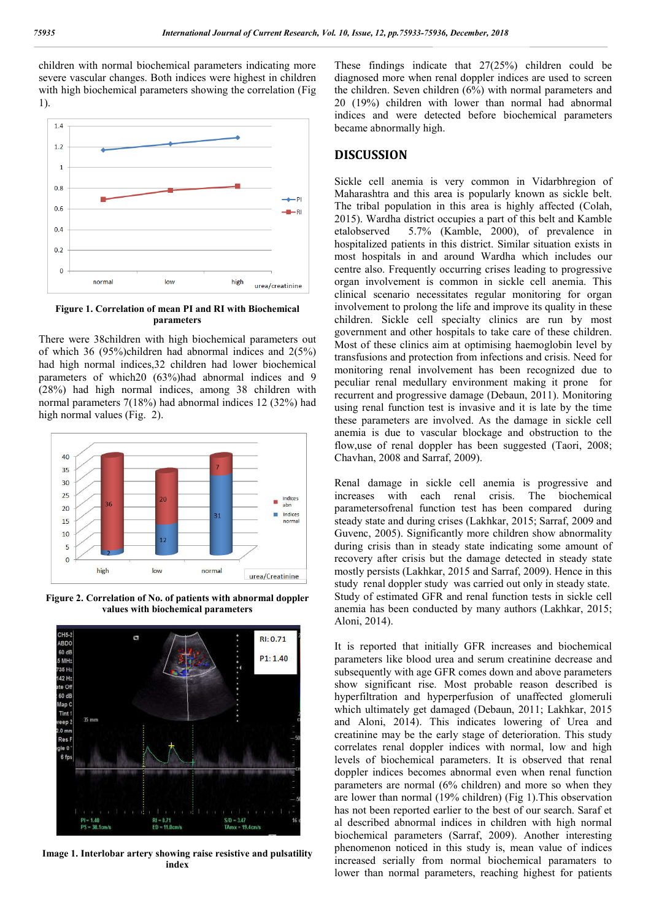children with normal biochemical parameters indicating more severe vascular changes. Both indices were highest in children with high biochemical parameters showing the correlation (Fig 1).

Figure 1. Correlation of mean PI and RI with Biochemical parameters

There were 38children with high biochemical parameters out of which 36 (95%)children had abnormal indices and 2(5%) had high normal indices,32 children had lower biochemical parameters of which20 (63%)had abnormal indices and 9 (28%) had high normal indices, among 38 children with normal parameters 7(18%) had abnormal indices 12 (32%) had high normal values (Fig. 2).

Figure 2. Correlation of No. of patients with abnormal doppler values with biochemical parameters

Image 1. Interlobar artery showing raise resistive and pulsatility index

These findings indicate that 27(25%) children could be diagnosed more when renal doppler indices are used to screen the children. Seven children (6%) with normal parameters and 20 (19%) children with lower than normal had abnormal indices and were detected before biochemical parameters became abnormally high.

## DISCUSSION

Sickle cell anemia is very common in Vidarbhregion of Maharashtra and this area is popularly known as sickle belt. The tribal population in this area is highly affected (Colah, 2015). Wardha district occupies a part of this belt and Kamble etalobserved 5.7% (Kamble, 2000), of prevalence in hospitalized patients in this district. Similar situation exists in most hospitals in and around Wardha which includes our centre also. Frequently occurring crises leading to progressive organ involvement is common in sickle cell anemia. This clinical scenario necessitates regular monitoring for organ involvement to prolong the life and improve its quality in these children. Sickle cell specialty clinics are run by most government and other hospitals to take care of these children. Most of these clinics aim at optimising haemoglobin level by transfusions and protection from infections and crisis. Need for monitoring renal involvement has been recognized due to peculiar renal medullary environment making it prone for recurrent and progressive damage (Debaun, 2011). Monitoring using renal function test is invasive and it is late by the time these parameters are involved. As the damage in sickle cell anemia is due to vascular blockage and obstruction to the flow,use of renal doppler has been suggested (Taori, 2008; Chavhan, 2008 and Sarraf, 2009).

Renal damage in sickle cell anemia is progressive and increases with each renal crisis. The biochemical parametersofrenal function test has been compared during steady state and during crises (Lakhkar, 2015; Sarraf, 2009 and Guvenc, 2005). Significantly more children show abnormality during crisis than in steady state indicating some amount of recovery after crisis but the damage detected in steady state mostly persists (Lakhkar, 2015 and Sarraf, 2009). Hence in this study renal doppler study was carried out only in steady state. Study of estimated GFR and renal function tests in sickle cell anemia has been conducted by many authors (Lakhkar, 2015; Aloni, 2014).

It is reported that initially GFR increases and biochemical parameters like blood urea and serum creatinine decrease and subsequently with age GFR comes down and above parameters show significant rise. Most probable reason described is hyperfiltration and hyperperfusion of unaffected glomeruli which ultimately get damaged (Debaun, 2011; Lakhkar, 2015 and Aloni, 2014). This indicates lowering of Urea and creatinine may be the early stage of deterioration. This study correlates renal doppler indices with normal, low and high levels of biochemical parameters. It is observed that renal doppler indices becomes abnormal even when renal function parameters are normal (6% children) and more so when they are lower than normal (19% children) (Fig 1).This observation has not been reported earlier to the best of our search. Saraf et al described abnormal indices in children with high normal biochemical parameters (Sarraf, 2009). Another interesting phenomenon noticed in this study is, mean value of indices increased serially from normal biochemical paramaters to lower than normal parameters, reaching highest for patients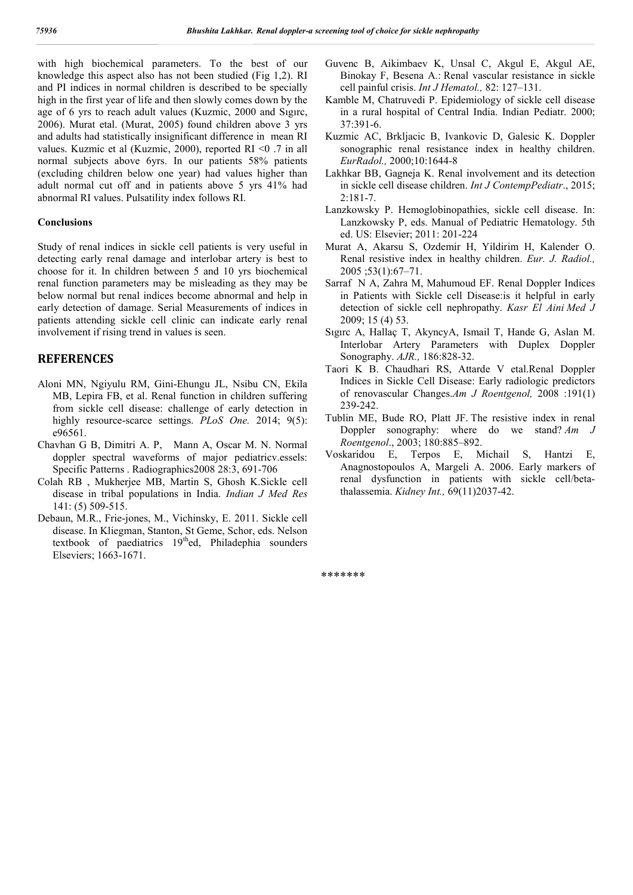with high biochemical parameters. To the best of our knowledge this aspect also has not been studied (Fig 1,2). RI and PI indices in normal children is described to be specially high in the first year of life and then slowly comes down by the age of 6 yrs to reach adult values (Kuzmic, 2000 and Sıgırc, 2006). Murat etal. (Murat, 2005) found children above 3 yrs and adults had statistically insignificant difference in mean RI values. Kuzmic et al (Kuzmic, 2000), reported RI <0 .7 in all normal subjects above 6yrs. In our patients 58% patients (excluding children below one year) had values higher than adult normal cut off and in patients above 5 yrs 41% had abnormal RI values. Pulsatility index follows RI.

### Conclusions

Study of renal indices in sickle cell patients is very useful in detecting early renal damage and interlobar artery is best to choose for it. In children between 5 and 10 yrs biochemical renal function parameters may be misleading as they may be below normal but renal indices become abnormal and help in early detection of damage. Serial Measurements of indices in patients attending sickle cell clinic can indicate early renal involvement if rising trend in values is seen.

## REFERENCES

Aloni MN, Ngiyulu RM, Gini-Ehungu JL, Nsibu CN, Ekila MB, Lepira FB, et al. Renal function in children suffering from sickle cell disease: challenge of early detection in highly resource-scarce settings. *PLoS One.* 2014; 9(5): e96561.

Chavhan G B, Dimitri A. P, Mann A, Oscar M. N. Normal doppler spectral waveforms of major pediatricv.essels: Specific Patterns . Radiographics2008 28:3, 691-706

Colah RB , Mukherjee MB, Martin S, Ghosh K.Sickle cell disease in tribal populations in India. *Indian J Med Res* 141: (5) 509-515.

Debaun, M.R., Frie-jones, M., Vichinsky, E. 2011. Sickle cell disease. In Kliegman, Stanton, St Geme, Schor, eds. Nelson textbook of paediatrics 19thed, Philadephia sounders Elseviers; 1663-1671.

Guvenc B, Aikimbaev K, Unsal C, Akgul E, Akgul AE, Binokay F, Besena A.: Renal vascular resistance in sickle cell painful crisis. *Int J Hematol.,* 82: 127–131.

Kamble M, Chatruvedi P. Epidemiology of sickle cell disease in a rural hospital of Central India. Indian Pediatr. 2000; 37:391-6.

Kuzmic AC, Brkljacic B, Ivankovic D, Galesic K. Doppler sonographic renal resistance index in healthy children. *EurRadol.,* 2000;10:1644-8

Lakhkar BB, Gagneja K. Renal involvement and its detection in sickle cell disease children. *Int J ContempPediatr*., 2015; 2:181-7.

Lanzkowsky P. Hemoglobinopathies, sickle cell disease. In: Lanzkowsky P, eds. Manual of Pediatric Hematology. 5th ed. US: Elsevier; 2011: 201-224

Murat A, Akarsu S, Ozdemir H, Yildirim H, Kalender O. Renal resistive index in healthy children. *Eur. J. Radiol.,* 2005 ;53(1):67–71.

Sarraf N A, Zahra M, Mahumoud EF. Renal Doppler Indices in Patients with Sickle cell Disease:is it helpful in early detection of sickle cell nephropathy. *Kasr El Aini Med J* 2009; 15 (4) 53.

Sıgırc A, Hallaç T, AkyncyA, Ismail T, Hande G, Aslan M. Interlobar Artery Parameters with Duplex Doppler Sonography. *AJR.,* 186:828-32.

Taori K B. Chaudhari RS, Attarde V etal.Renal Doppler Indices in Sickle Cell Disease: Early radiologic predictors of renovascular Changes.*Am J Roentgenol,* 2008 :191(1) 239-242.

Tublin ME, Bude RO, Platt JF. The resistive index in renal Doppler sonography: where do we stand? *Am J Roentgenol*., 2003; 180:885–892.

Voskaridou E, Terpos E, Michail S, Hantzi E, Anagnostopoulos A, Margeli A. 2006. Early markers of renal dysfunction in patients with sickle cell/beta-thalassemia. *Kidney Int.,* 69(11)2037-42.

\*\*\*\*\*\*\*